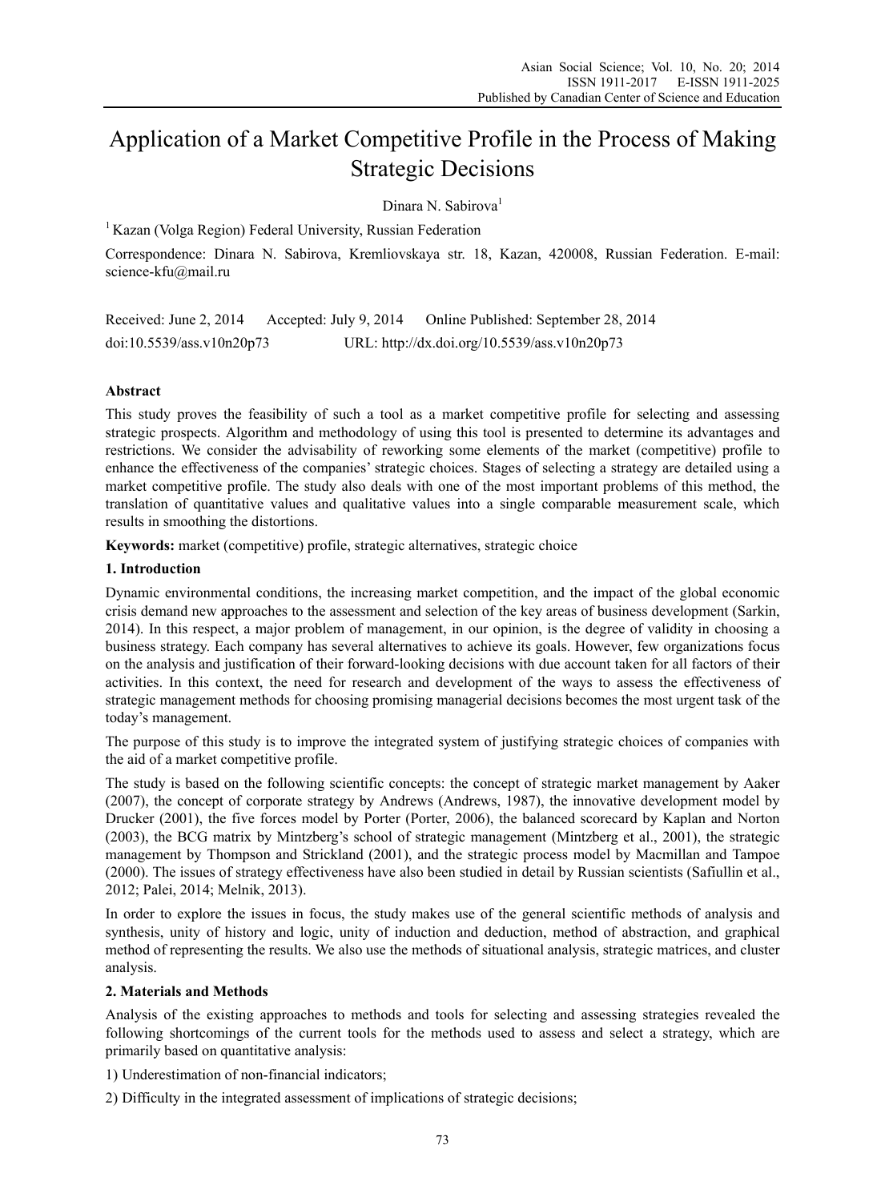# Application of a Market Competitive Profile in the Process of Making Strategic Decisions

Dinara N. Sabirova[1]

[1] Kazan (Volga Region) Federal University, Russian Federation

Correspondence: Dinara N. Sabirova, Kremliovskaya str. 18, Kazan, 420008, Russian Federation. E-mail: science-kfu@mail.ru

Received: June 2, 2014 Accepted: July 9, 2014 Online Published: September 28, 2014

doi:10.5539/ass.v10n20p73 URL: http://dx.doi.org/10.5539/ass.v10n20p73

## Abstract

This study proves the feasibility of such a tool as a market competitive profile for selecting and assessing strategic prospects. Algorithm and methodology of using this tool is presented to determine its advantages and restrictions. We consider the advisability of reworking some elements of the market (competitive) profile to enhance the effectiveness of the companies' strategic choices. Stages of selecting a strategy are detailed using a market competitive profile. The study also deals with one of the most important problems of this method, the translation of quantitative values and qualitative values into a single comparable measurement scale, which results in smoothing the distortions.

**Keywords:** market (competitive) profile, strategic alternatives, strategic choice

## 1. Introduction

Dynamic environmental conditions, the increasing market competition, and the impact of the global economic crisis demand new approaches to the assessment and selection of the key areas of business development (Sarkin, 2014). In this respect, a major problem of management, in our opinion, is the degree of validity in choosing a business strategy. Each company has several alternatives to achieve its goals. However, few organizations focus on the analysis and justification of their forward-looking decisions with due account taken for all factors of their activities. In this context, the need for research and development of the ways to assess the effectiveness of strategic management methods for choosing promising managerial decisions becomes the most urgent task of the today's management.

The purpose of this study is to improve the integrated system of justifying strategic choices of companies with the aid of a market competitive profile.

The study is based on the following scientific concepts: the concept of strategic market management by Aaker (2007), the concept of corporate strategy by Andrews (Andrews, 1987), the innovative development model by Drucker (2001), the five forces model by Porter (Porter, 2006), the balanced scorecard by Kaplan and Norton (2003), the BCG matrix by Mintzberg's school of strategic management (Mintzberg et al., 2001), the strategic management by Thompson and Strickland (2001), and the strategic process model by Macmillan and Tampoe (2000). The issues of strategy effectiveness have also been studied in detail by Russian scientists (Safiullin et al., 2012; Palei, 2014; Melnik, 2013).

In order to explore the issues in focus, the study makes use of the general scientific methods of analysis and synthesis, unity of history and logic, unity of induction and deduction, method of abstraction, and graphical method of representing the results. We also use the methods of situational analysis, strategic matrices, and cluster analysis.

## 2. Materials and Methods

Analysis of the existing approaches to methods and tools for selecting and assessing strategies revealed the following shortcomings of the current tools for the methods used to assess and select a strategy, which are primarily based on quantitative analysis:

1) Underestimation of non-financial indicators;

2) Difficulty in the integrated assessment of implications of strategic decisions;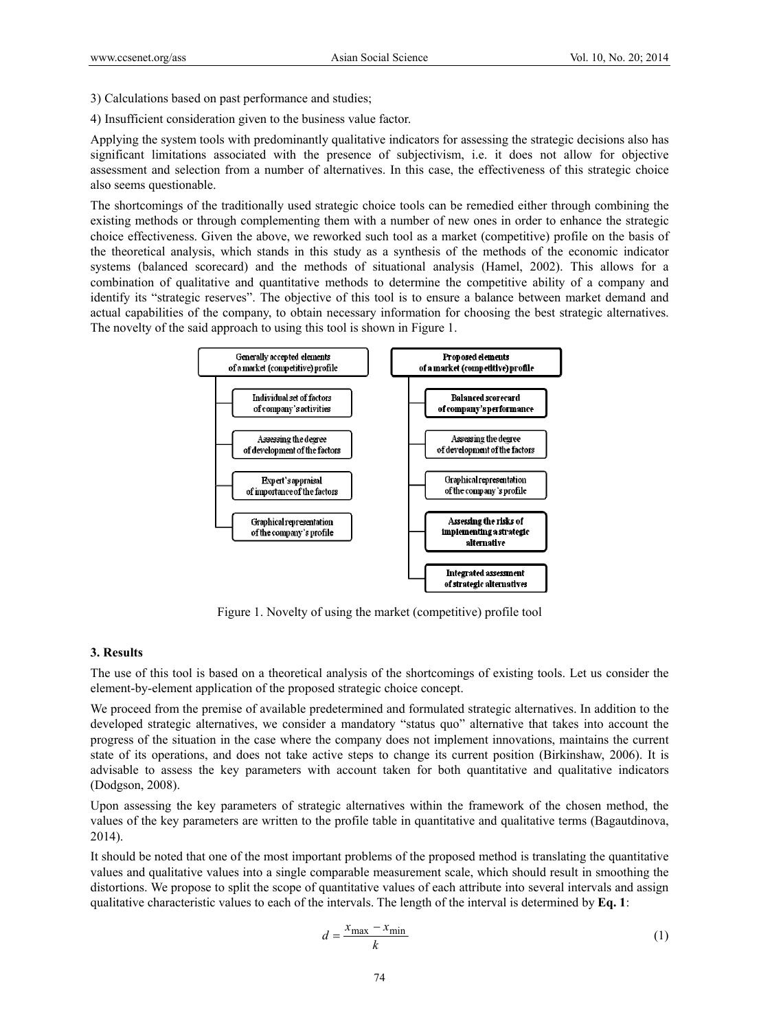3) Calculations based on past performance and studies;

4) Insufficient consideration given to the business value factor.

Applying the system tools with predominantly qualitative indicators for assessing the strategic decisions also has significant limitations associated with the presence of subjectivism, i.e. it does not allow for objective assessment and selection from a number of alternatives. In this case, the effectiveness of this strategic choice also seems questionable.

The shortcomings of the traditionally used strategic choice tools can be remedied either through combining the existing methods or through complementing them with a number of new ones in order to enhance the strategic choice effectiveness. Given the above, we reworked such tool as a market (competitive) profile on the basis of the theoretical analysis, which stands in this study as a synthesis of the methods of the economic indicator systems (balanced scorecard) and the methods of situational analysis (Hamel, 2002). This allows for a combination of qualitative and quantitative methods to determine the competitive ability of a company and identify its "strategic reserves". The objective of this tool is to ensure a balance between market demand and actual capabilities of the company, to obtain necessary information for choosing the best strategic alternatives. The novelty of the said approach to using this tool is shown in Figure 1.

| Generally accepted elements of a market (competitive) profile | **Proposed elements of a market (competitive) profile** |
|---|---|
| Individual set of factors of company's activities | **Balanced scorecard of company's performance** |
| Assessing the degree of development of the factors | Assessing the degree of development of the factors |
| Expert's appraisal of importance of the factors | Graphical representation of the company's profile |
| Graphical representation of the company's profile | **Assessing the risks of implementing a strategic alternative** |
| | **Integrated assessment of strategic alternatives** |

Figure 1. Novelty of using the market (competitive) profile tool

### 3. Results

The use of this tool is based on a theoretical analysis of the shortcomings of existing tools. Let us consider the element-by-element application of the proposed strategic choice concept.

We proceed from the premise of available predetermined and formulated strategic alternatives. In addition to the developed strategic alternatives, we consider a mandatory "status quo" alternative that takes into account the progress of the situation in the case where the company does not implement innovations, maintains the current state of its operations, and does not take active steps to change its current position (Birkinshaw, 2006). It is advisable to assess the key parameters with account taken for both quantitative and qualitative indicators (Dodgson, 2008).

Upon assessing the key parameters of strategic alternatives within the framework of the chosen method, the values of the key parameters are written to the profile table in quantitative and qualitative terms (Bagautdinova, 2014).

It should be noted that one of the most important problems of the proposed method is translating the quantitative values and qualitative values into a single comparable measurement scale, which should result in smoothing the distortions. We propose to split the scope of quantitative values of each attribute into several intervals and assign qualitative characteristic values to each of the intervals. The length of the interval is determined by **Eq. 1**:

$$d = \frac{x_{\max} - x_{\min}}{k} \qquad (1)$$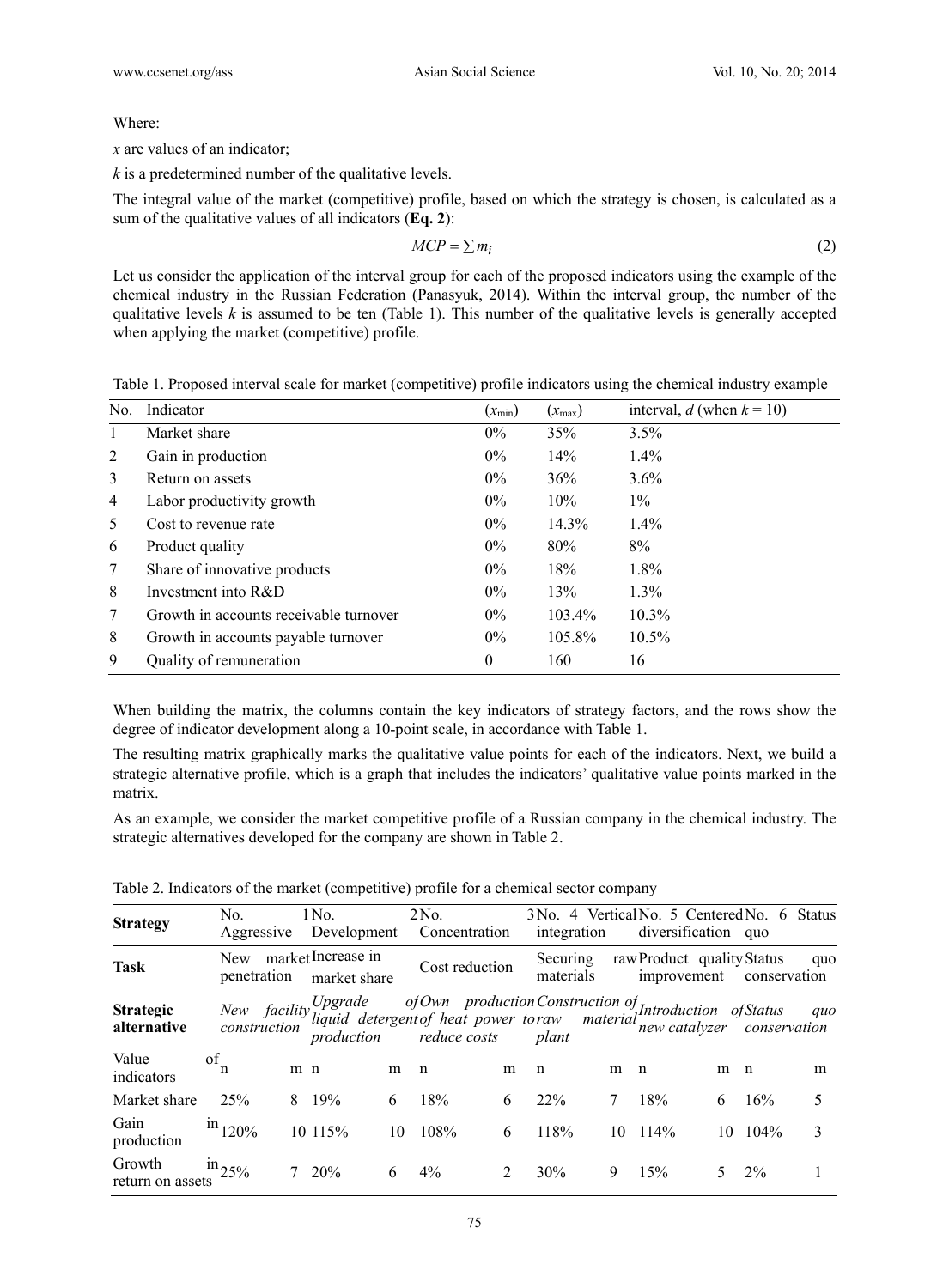Where:

$x$ are values of an indicator;

$k$ is a predetermined number of the qualitative levels.

The integral value of the market (competitive) profile, based on which the strategy is chosen, is calculated as a sum of the qualitative values of all indicators (**Eq. 2**):

$$MCP = \sum m_i \tag{2}$$

Let us consider the application of the interval group for each of the proposed indicators using the example of the chemical industry in the Russian Federation (Panasyuk, 2014). Within the interval group, the number of the qualitative levels $k$ is assumed to be ten (Table 1). This number of the qualitative levels is generally accepted when applying the market (competitive) profile.

Table 1. Proposed interval scale for market (competitive) profile indicators using the chemical industry example

| No. | Indicator | ($x_{min}$) | ($x_{max}$) | interval, $d$ (when $k = 10$) |
|---|---|---|---|---|
| 1 | Market share | 0% | 35% | 3.5% |
| 2 | Gain in production | 0% | 14% | 1.4% |
| 3 | Return on assets | 0% | 36% | 3.6% |
| 4 | Labor productivity growth | 0% | 10% | 1% |
| 5 | Cost to revenue rate | 0% | 14.3% | 1.4% |
| 6 | Product quality | 0% | 80% | 8% |
| 7 | Share of innovative products | 0% | 18% | 1.8% |
| 8 | Investment into R&D | 0% | 13% | 1.3% |
| 7 | Growth in accounts receivable turnover | 0% | 103.4% | 10.3% |
| 8 | Growth in accounts payable turnover | 0% | 105.8% | 10.5% |
| 9 | Quality of remuneration | 0 | 160 | 16 |

When building the matrix, the columns contain the key indicators of strategy factors, and the rows show the degree of indicator development along a 10-point scale, in accordance with Table 1.

The resulting matrix graphically marks the qualitative value points for each of the indicators. Next, we build a strategic alternative profile, which is a graph that includes the indicators' qualitative value points marked in the matrix.

As an example, we consider the market competitive profile of a Russian company in the chemical industry. The strategic alternatives developed for the company are shown in Table 2.

Table 2. Indicators of the market (competitive) profile for a chemical sector company

| **Strategy** | No. 1 Aggressive | | No. 2 Development | | No. 3 Concentration | | No. 4 Vertical integration | | No. 5 Centered diversification | | No. 6 Status quo | |
|---|---|---|---|---|---|---|---|---|---|---|---|---|
| **Task** | New market penetration | | Increase in market share | | Cost reduction | | Securing raw materials | | Product quality improvement | | Status quo conservation | |
| **Strategic alternative** | *New facility construction* | | *Upgrade of liquid detergent production* | | *Own production of heat power to reduce costs* | | *Construction of raw material plant* | | *Introduction of new catalyzer* | | *Status quo conservation* | |
| Value of indicators | n | m | n | m | n | m | n | m | n | m | n | m |
| Market share | 25% | 8 | 19% | 6 | 18% | 6 | 22% | 7 | 18% | 6 | 16% | 5 |
| Gain in production | 120% | 10 | 115% | 10 | 108% | 6 | 118% | 10 | 114% | 10 | 104% | 3 |
| Growth in return on assets | 25% | 7 | 20% | 6 | 4% | 2 | 30% | 9 | 15% | 5 | 2% | 1 |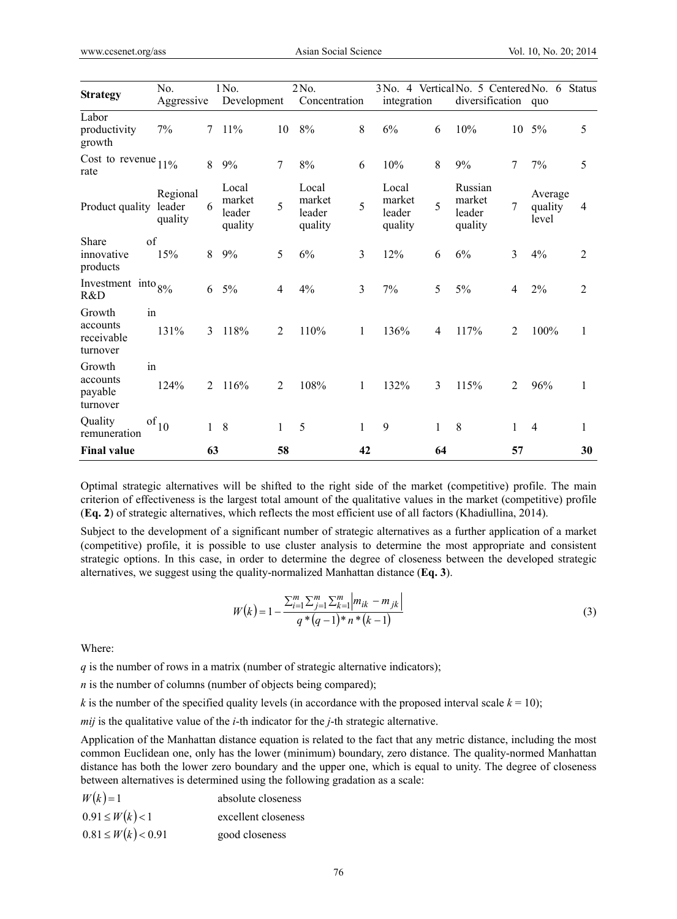| Strategy | No. Aggressive | | 1 No. Development | | 2 No. Concentration | | 3 No. 4 Vertical integration | | No. 5 Centered diversification | | No. 6 Status quo | |
|---|---|---|---|---|---|---|---|---|---|---|---|---|
| Labor productivity growth | 7% | 7 | 11% | 10 | 8% | 8 | 6% | 6 | 10% | 10 | 5% | 5 |
| Cost to revenue rate | 11% | 8 | 9% | 7 | 8% | 6 | 10% | 8 | 9% | 7 | 7% | 5 |
| Product quality | Regional leader quality | 6 | Local market leader quality | 5 | Local market leader quality | 5 | Local market leader quality | 5 | Russian market leader quality | 7 | Average quality level | 4 |
| Share of innovative products | 15% | 8 | 9% | 5 | 6% | 3 | 12% | 6 | 6% | 3 | 4% | 2 |
| Investment into R&D | 8% | 6 | 5% | 4 | 4% | 3 | 7% | 5 | 5% | 4 | 2% | 2 |
| Growth in accounts receivable turnover | 131% | 3 | 118% | 2 | 110% | 1 | 136% | 4 | 117% | 2 | 100% | 1 |
| Growth in accounts payable turnover | 124% | 2 | 116% | 2 | 108% | 1 | 132% | 3 | 115% | 2 | 96% | 1 |
| Quality of remuneration | 10 | 1 | 8 | 1 | 5 | 1 | 9 | 1 | 8 | 1 | 4 | 1 |
| **Final value** | | **63** | | **58** | | **42** | | **64** | | **57** | | **30** |

Optimal strategic alternatives will be shifted to the right side of the market (competitive) profile. The main criterion of effectiveness is the largest total amount of the qualitative values in the market (competitive) profile (**Eq. 2**) of strategic alternatives, which reflects the most efficient use of all factors (Khadiullina, 2014).

Subject to the development of a significant number of strategic alternatives as a further application of a market (competitive) profile, it is possible to use cluster analysis to determine the most appropriate and consistent strategic options. In this case, in order to determine the degree of closeness between the developed strategic alternatives, we suggest using the quality-normalized Manhattan distance (**Eq. 3**).

$$W(k) = 1 - \frac{\sum_{i=1}^{m}\sum_{j=1}^{m}\sum_{k=1}^{m}\left|m_{ik} - m_{jk}\right|}{q*(q-1)*n*(k-1)} \tag{3}$$

Where:

$q$ is the number of rows in a matrix (number of strategic alternative indicators);

$n$ is the number of columns (number of objects being compared);

$k$ is the number of the specified quality levels (in accordance with the proposed interval scale $k = 10$);

$mij$ is the qualitative value of the $i$-th indicator for the $j$-th strategic alternative.

Application of the Manhattan distance equation is related to the fact that any metric distance, including the most common Euclidean one, only has the lower (minimum) boundary, zero distance. The quality-normed Manhattan distance has both the lower zero boundary and the upper one, which is equal to unity. The degree of closeness between alternatives is determined using the following gradation as a scale:

$W(k) = 1$ absolute closeness

$0.91 \leq W(k) < 1$ excellent closeness

$0.81 \leq W(k) < 0.91$ good closeness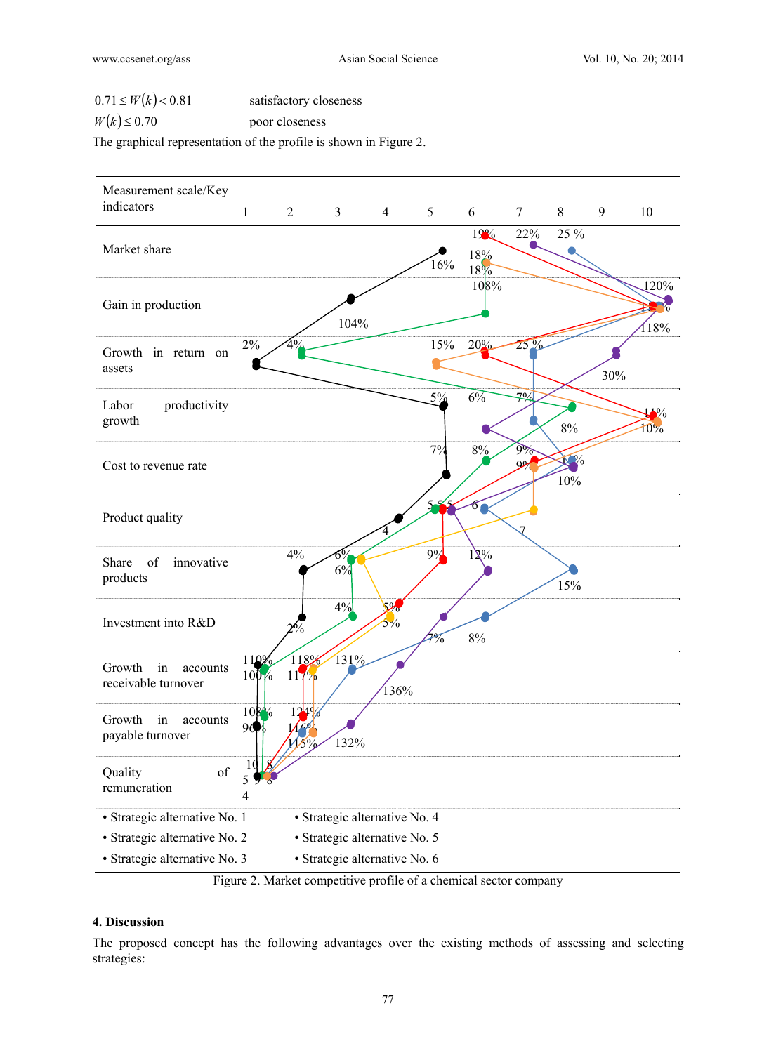$0.71 \leq W(k) < 0.81$ satisfactory closeness

$W(k) \leq 0.70$ poor closeness

The graphical representation of the profile is shown in Figure 2.

| Measurement scale/Key indicators | 1 | 2 | 3 | 4 | 5 | 6 | 7 | 8 | 9 | 10 |
|---|---|---|---|---|---|---|---|---|---|---|
| Market share | | | | | | | | | | |
| Gain in production | | | | | | | | | | |
| Growth in return on assets | | | | | | | | | | |
| Labor productivity growth | | | | | | | | | | |
| Cost to revenue rate | | | | | | | | | | |
| Product quality | | | | | | | | | | |
| Share of innovative products | | | | | | | | | | |
| Investment into R&D | | | | | | | | | | |
| Growth in accounts receivable turnover | | | | | | | | | | |
| Growth in accounts payable turnover | | | | | | | | | | |
| Quality of remuneration | | | | | | | | | | |

- Strategic alternative No. 1
- Strategic alternative No. 2
- Strategic alternative No. 3
- Strategic alternative No. 4
- Strategic alternative No. 5
- Strategic alternative No. 6

Figure 2. Market competitive profile of a chemical sector company

## 4. Discussion

The proposed concept has the following advantages over the existing methods of assessing and selecting strategies: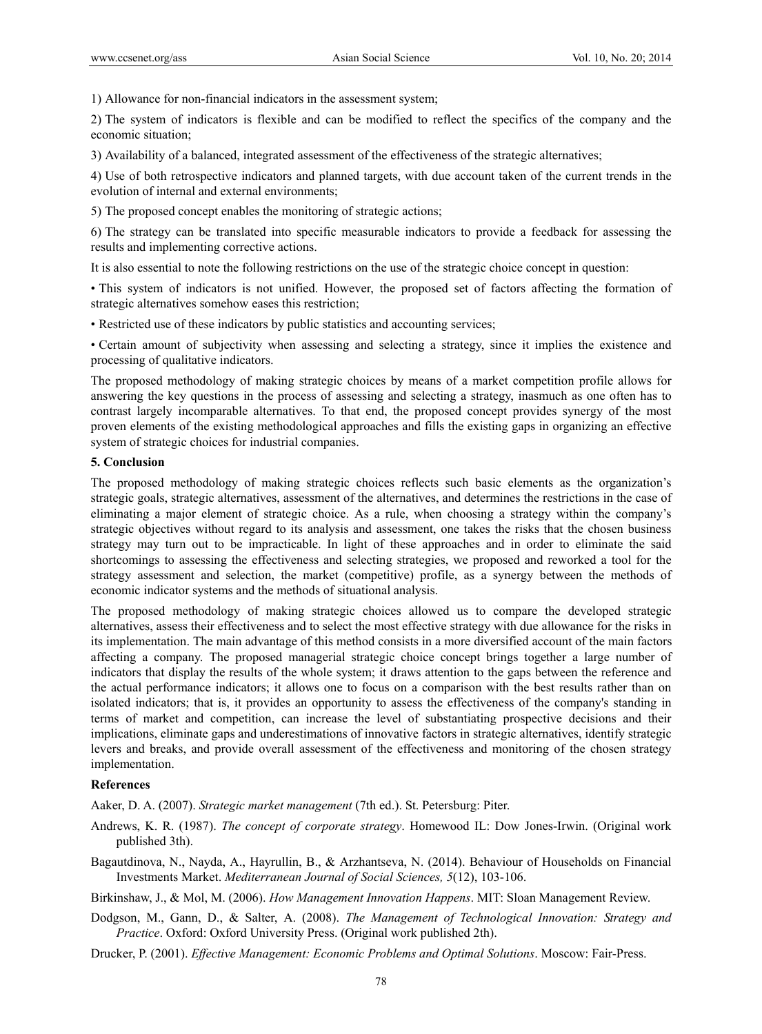1) Allowance for non-financial indicators in the assessment system;

2) The system of indicators is flexible and can be modified to reflect the specifics of the company and the economic situation;

3) Availability of a balanced, integrated assessment of the effectiveness of the strategic alternatives;

4) Use of both retrospective indicators and planned targets, with due account taken of the current trends in the evolution of internal and external environments;

5) The proposed concept enables the monitoring of strategic actions;

6) The strategy can be translated into specific measurable indicators to provide a feedback for assessing the results and implementing corrective actions.

It is also essential to note the following restrictions on the use of the strategic choice concept in question:

• This system of indicators is not unified. However, the proposed set of factors affecting the formation of strategic alternatives somehow eases this restriction;

• Restricted use of these indicators by public statistics and accounting services;

• Certain amount of subjectivity when assessing and selecting a strategy, since it implies the existence and processing of qualitative indicators.

The proposed methodology of making strategic choices by means of a market competition profile allows for answering the key questions in the process of assessing and selecting a strategy, inasmuch as one often has to contrast largely incomparable alternatives. To that end, the proposed concept provides synergy of the most proven elements of the existing methodological approaches and fills the existing gaps in organizing an effective system of strategic choices for industrial companies.

## 5. Conclusion

The proposed methodology of making strategic choices reflects such basic elements as the organization's strategic goals, strategic alternatives, assessment of the alternatives, and determines the restrictions in the case of eliminating a major element of strategic choice. As a rule, when choosing a strategy within the company's strategic objectives without regard to its analysis and assessment, one takes the risks that the chosen business strategy may turn out to be impracticable. In light of these approaches and in order to eliminate the said shortcomings to assessing the effectiveness and selecting strategies, we proposed and reworked a tool for the strategy assessment and selection, the market (competitive) profile, as a synergy between the methods of economic indicator systems and the methods of situational analysis.

The proposed methodology of making strategic choices allowed us to compare the developed strategic alternatives, assess their effectiveness and to select the most effective strategy with due allowance for the risks in its implementation. The main advantage of this method consists in a more diversified account of the main factors affecting a company. The proposed managerial strategic choice concept brings together a large number of indicators that display the results of the whole system; it draws attention to the gaps between the reference and the actual performance indicators; it allows one to focus on a comparison with the best results rather than on isolated indicators; that is, it provides an opportunity to assess the effectiveness of the company's standing in terms of market and competition, can increase the level of substantiating prospective decisions and their implications, eliminate gaps and underestimations of innovative factors in strategic alternatives, identify strategic levers and breaks, and provide overall assessment of the effectiveness and monitoring of the chosen strategy implementation.

## References

Aaker, D. A. (2007). *Strategic market management* (7th ed.). St. Petersburg: Piter.

Andrews, K. R. (1987). *The concept of corporate strategy*. Homewood IL: Dow Jones-Irwin. (Original work published 3th).

Bagautdinova, N., Nayda, A., Hayrullin, B., & Arzhantseva, N. (2014). Behaviour of Households on Financial Investments Market. *Mediterranean Journal of Social Sciences, 5*(12), 103-106.

Birkinshaw, J., & Mol, M. (2006). *How Management Innovation Happens*. MIT: Sloan Management Review.

Dodgson, M., Gann, D., & Salter, A. (2008). *The Management of Technological Innovation: Strategy and Practice*. Oxford: Oxford University Press. (Original work published 2th).

Drucker, P. (2001). *Effective Management: Economic Problems and Optimal Solutions*. Moscow: Fair-Press.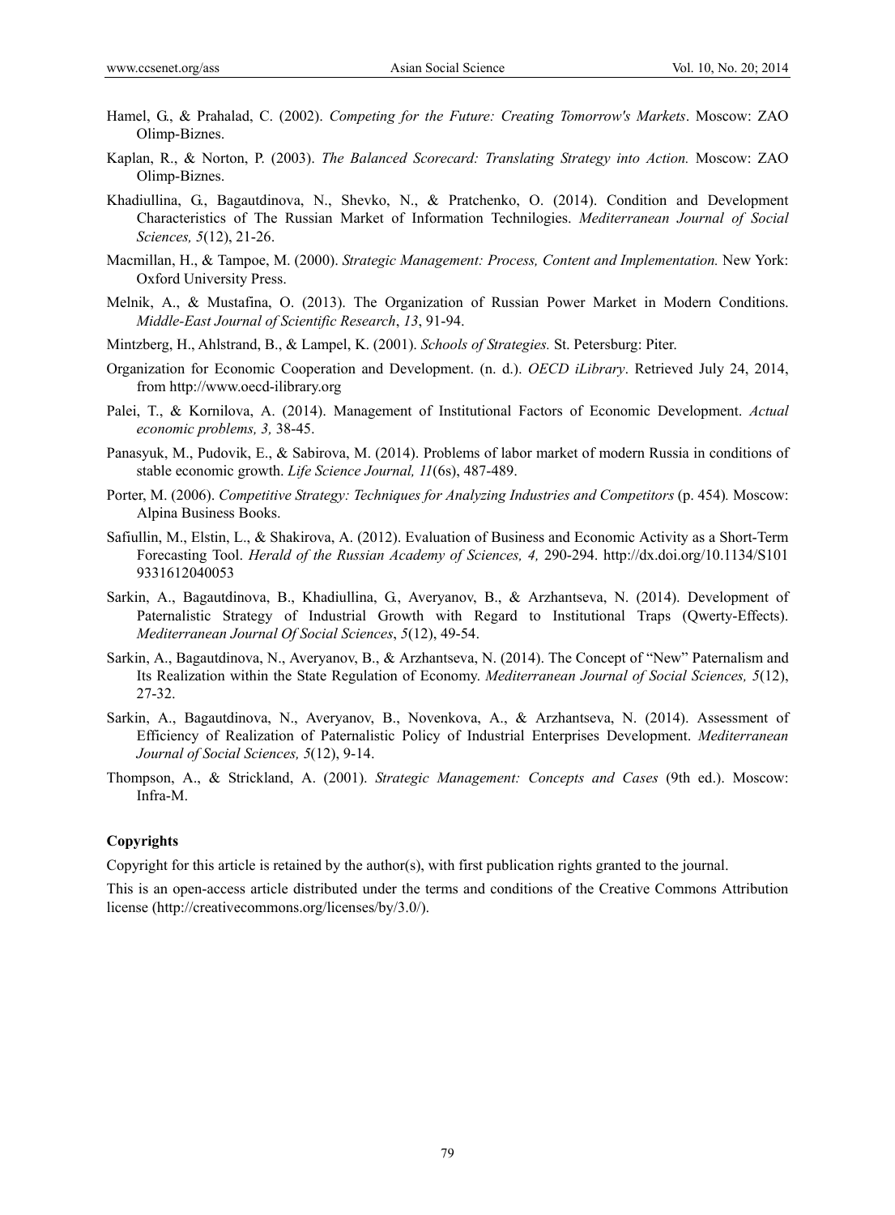Hamel, G., & Prahalad, C. (2002). *Competing for the Future: Creating Tomorrow's Markets*. Moscow: ZAO Olimp-Biznes.

Kaplan, R., & Norton, P. (2003). *The Balanced Scorecard: Translating Strategy into Action.* Moscow: ZAO Olimp-Biznes.

Khadiullina, G., Bagautdinova, N., Shevko, N., & Pratchenko, O. (2014). Condition and Development Characteristics of The Russian Market of Information Technilogies. *Mediterranean Journal of Social Sciences, 5*(12), 21-26.

Macmillan, H., & Tampoe, M. (2000). *Strategic Management: Process, Content and Implementation.* New York: Oxford University Press.

Melnik, A., & Mustafina, O. (2013). The Organization of Russian Power Market in Modern Conditions. *Middle-East Journal of Scientific Research*, *13*, 91-94.

Mintzberg, H., Ahlstrand, B., & Lampel, K. (2001). *Schools of Strategies.* St. Petersburg: Piter.

Organization for Economic Cooperation and Development. (n. d.). *OECD iLibrary*. Retrieved July 24, 2014, from http://www.oecd-ilibrary.org

Palei, T., & Kornilova, A. (2014). Management of Institutional Factors of Economic Development. *Actual economic problems, 3,* 38-45.

Panasyuk, M., Pudovik, E., & Sabirova, M. (2014). Problems of labor market of modern Russia in conditions of stable economic growth. *Life Science Journal, 11*(6s), 487-489.

Porter, M. (2006). *Competitive Strategy: Techniques for Analyzing Industries and Competitors* (p. 454)*.* Moscow: Alpina Business Books.

Safiullin, M., Elstin, L., & Shakirova, A. (2012). Evaluation of Business and Economic Activity as a Short-Term Forecasting Tool. *Herald of the Russian Academy of Sciences, 4,* 290-294. http://dx.doi.org/10.1134/S1019331612040053

Sarkin, A., Bagautdinova, B., Khadiullina, G., Averyanov, B., & Arzhantseva, N. (2014). Development of Paternalistic Strategy of Industrial Growth with Regard to Institutional Traps (Qwerty-Effects). *Mediterranean Journal Of Social Sciences*, *5*(12), 49-54.

Sarkin, A., Bagautdinova, N., Averyanov, B., & Arzhantseva, N. (2014). The Concept of "New" Paternalism and Its Realization within the State Regulation of Economy. *Mediterranean Journal of Social Sciences, 5*(12), 27-32.

Sarkin, A., Bagautdinova, N., Averyanov, B., Novenkova, A., & Arzhantseva, N. (2014). Assessment of Efficiency of Realization of Paternalistic Policy of Industrial Enterprises Development. *Mediterranean Journal of Social Sciences, 5*(12), 9-14.

Thompson, A., & Strickland, A. (2001). *Strategic Management: Concepts and Cases* (9th ed.). Moscow: Infra-M.

**Copyrights**

Copyright for this article is retained by the author(s), with first publication rights granted to the journal.

This is an open-access article distributed under the terms and conditions of the Creative Commons Attribution license (http://creativecommons.org/licenses/by/3.0/).